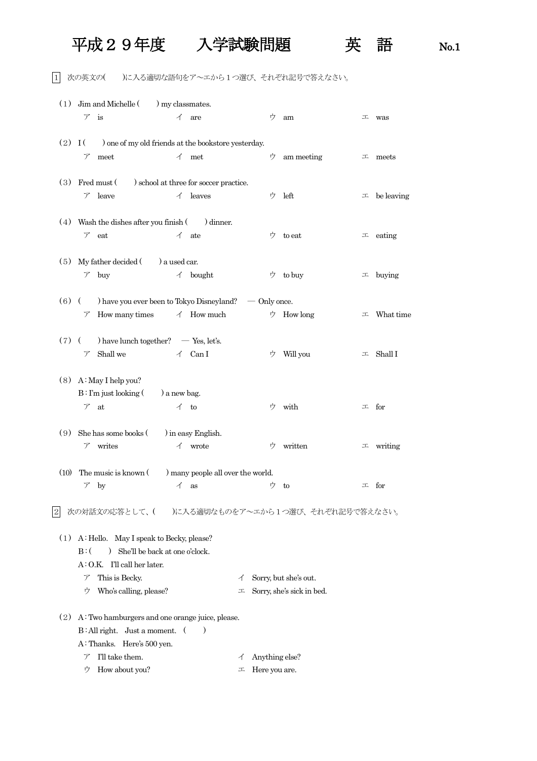# 平成２９年度　　入学試験問題　　　　英　語　　　No.1

1　次の英文の(　　)に入る適切な語句をア～エから１つ選び、それぞれ記号で答えなさい。

（1） Jim and Michelle (　　) my classmates.

ア is　　イ are　　ウ am　　エ was

（2） I (　　) one of my old friends at the bookstore yesterday.

ア meet　　イ met　　ウ am meeting　　エ meets

（3） Fred must (　　) school at three for soccer practice.

ア leave　　イ leaves　　ウ left　　エ be leaving

（4） Wash the dishes after you finish (　　) dinner.

ア eat　　イ ate　　ウ to eat　　エ eating

（5） My father decided (　　) a used car.

ア buy　　イ bought　　ウ to buy　　エ buying

（6） (　　) have you ever been to Tokyo Disneyland?　— Only once.

ア How many times　　イ How much　　ウ How long　　エ What time

（7） (　　) have lunch together?　— Yes, let's.

ア Shall we　　イ Can I　　ウ Will you　　エ Shall I

（8） A : May I help you?
B : I'm just looking (　　) a new bag.

ア at　　イ to　　ウ with　　エ for

（9） She has some books (　　) in easy English.

ア writes　　イ wrote　　ウ written　　エ writing

(10) The music is known (　　) many people all over the world.

ア by　　イ as　　ウ to　　エ for

2　次の対話文の応答として、(　　)に入る適切なものをア～エから１つ選び、それぞれ記号で答えなさい。

（1） A : Hello.　May I speak to Becky, please?
B : (　　)　She'll be back at one o'clock.
A : O.K.　I'll call her later.

ア This is Becky.　　イ Sorry, but she's out.
ウ Who's calling, please?　　エ Sorry, she's sick in bed.

（2） A : Two hamburgers and one orange juice, please.
B : All right.　Just a moment.　(　　)
A : Thanks.　Here's 500 yen.

ア I'll take them.　　イ Anything else?
ウ How about you?　　エ Here you are.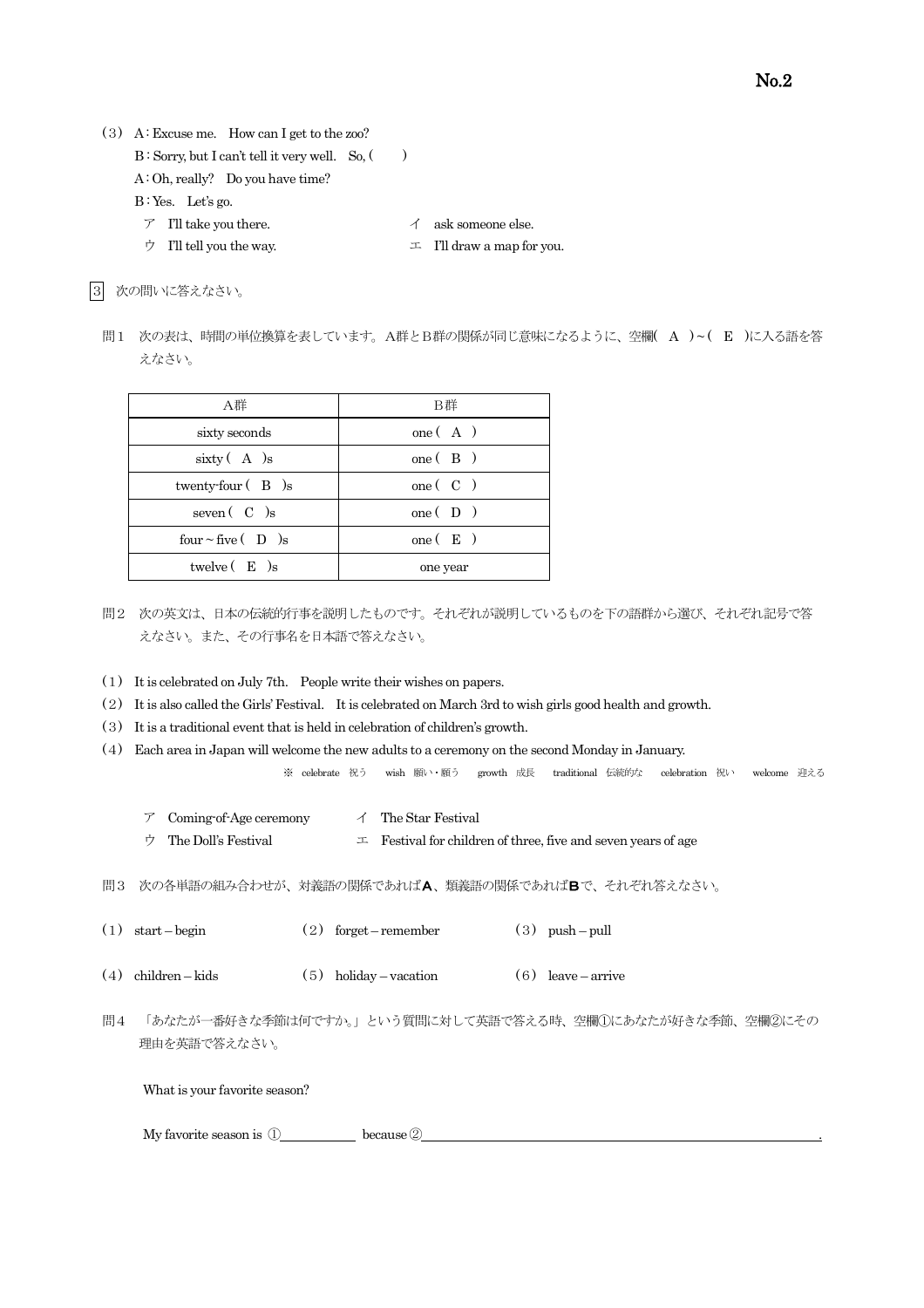（3） A : Excuse me.　How can I get to the zoo?

B : Sorry, but I can't tell it very well.　So, (　　)

A : Oh, really?　Do you have time?

B : Yes.　Let's go.

ア　I'll take you there.　　　　イ　ask someone else.

ウ　I'll tell you the way.　　　　エ　I'll draw a map for you.

3　次の問いに答えなさい。

問1　次の表は、時間の単位換算を表しています。A群とB群の関係が同じ意味になるように、空欄(　A　)~(　E　)に入る語を答えなさい。

| A群 | B群 |
|---|---|
| sixty seconds | one (　A　) |
| sixty (　A　)s | one (　B　) |
| twenty-four (　B　)s | one (　C　) |
| seven (　C　)s | one (　D　) |
| four ~ five (　D　)s | one (　E　) |
| twelve (　E　)s | one year |

問2　次の英文は、日本の伝統的行事を説明したものです。それぞれが説明しているものを下の語群から選び、それぞれ記号で答えなさい。また、その行事名を日本語で答えなさい。

（1） It is celebrated on July 7th.　People write their wishes on papers.

（2） It is also called the Girls' Festival.　It is celebrated on March 3rd to wish girls good health and growth.

（3） It is a traditional event that is held in celebration of children's growth.

（4） Each area in Japan will welcome the new adults to a ceremony on the second Monday in January.

※ celebrate　祝う　　wish　願い・願う　　growth　成長　　traditional　伝統的な　　celebration　祝い　　welcome　迎える

ア　Coming-of-Age ceremony　　　イ　The Star Festival

ウ　The Doll's Festival　　　　エ　Festival for children of three, five and seven years of age

問3　次の各単語の組み合わせが、対義語の関係であれば**A**、類義語の関係であれば**B**で、それぞれ答えなさい。

（1） start – begin　　　（2） forget – remember　　　（3） push – pull

（4） children – kids　　　（5） holiday – vacation　　　（6） leave – arrive

問4　「あなたが一番好きな季節は何ですか。」という質問に対して英語で答える時、空欄①にあなたが好きな季節、空欄②にその理由を英語で答えなさい。

What is your favorite season?

My favorite season is ①＿＿＿＿＿＿ because ②＿＿＿＿＿＿＿＿＿＿＿＿＿＿＿＿＿＿＿＿＿＿＿＿＿＿.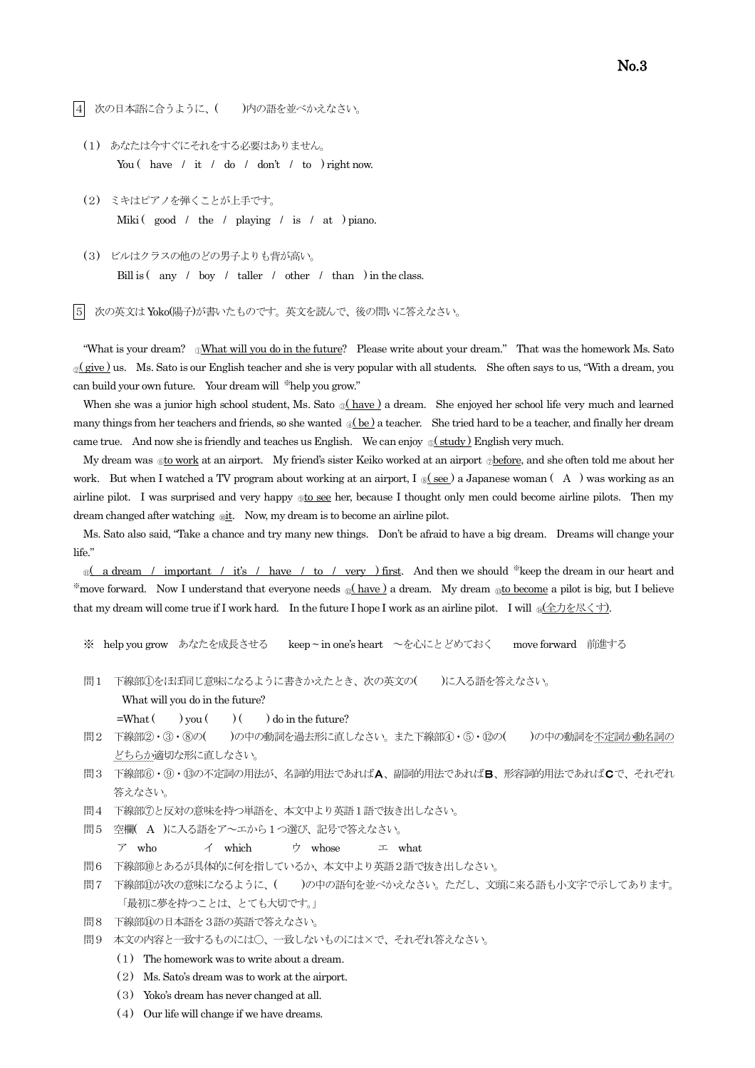4 次の日本語に合うように、( )内の語を並べかえなさい。

（1） あなたは今すぐにそれをする必要はありません。
You ( have / it / do / don't / to ) right now.

（2） ミキはピアノを弾くことが上手です。
Miki ( good / the / playing / is / at ) piano.

（3） ビルはクラスの他のどの男子よりも背が高い。
Bill is ( any / boy / taller / other / than ) in the class.

5 次の英文は Yoko(陽子)が書いたものです。英文を読んで、後の問いに答えなさい。

"What is your dream? ①What will you do in the future? Please write about your dream." That was the homework Ms. Sato ②( give ) us. Ms. Sato is our English teacher and she is very popular with all students. She often says to us, "With a dream, you can build your own future. Your dream will ※help you grow."

When she was a junior high school student, Ms. Sato ③( have ) a dream. She enjoyed her school life very much and learned many things from her teachers and friends, so she wanted ④( be ) a teacher. She tried hard to be a teacher, and finally her dream came true. And now she is friendly and teaches us English. We can enjoy ⑤( study ) English very much.

My dream was ⑥to work at an airport. My friend's sister Keiko worked at an airport ⑦before, and she often told me about her work. But when I watched a TV program about working at an airport, I ⑧( see ) a Japanese woman ( A ) was working as an airline pilot. I was surprised and very happy ⑨to see her, because I thought only men could become airline pilots. Then my dream changed after watching ⑩it. Now, my dream is to become an airline pilot.

Ms. Sato also said, "Take a chance and try many new things. Don't be afraid to have a big dream. Dreams will change your life."

⑪( a dream / important / it's / have / to / very ) first. And then we should ※keep the dream in our heart and ※move forward. Now I understand that everyone needs ⑫( have ) a dream. My dream ⑬to become a pilot is big, but I believe that my dream will come true if I work hard. In the future I hope I work as an airline pilot. I will ⑭(全力を尽くす).

※ help you grow あなたを成長させる　　keep ~ in one's heart ～を心にとどめておく　　move forward 前進する

問１ 下線部①をほぼ同じ意味になるように書きかえたとき、次の英文の( )に入る語を答えなさい。
What will you do in the future?
=What ( ) you ( ) ( ) do in the future?

問２ 下線部②・③・⑧の( )の中の動詞を過去形に直しなさい。また下線部④・⑤・⑫の( )の中の動詞を不定詞か動名詞のどちらか適切な形に直しなさい。

問３ 下線部⑥・⑨・⑬の不定詞の用法が、名詞的用法であれば**A**、副詞的用法であれば**B**、形容詞的用法であれば**C**で、それぞれ答えなさい。

問４ 下線部⑦と反対の意味を持つ単語を、本文中より英語１語で抜き出しなさい。

問５ 空欄( A )に入る語をア～エから１つ選び、記号で答えなさい。
ア who　　イ which　　ウ whose　　エ what

問６ 下線部⑩とあるが具体的に何を指しているか、本文中より英語２語で抜き出しなさい。

問７ 下線部⑪が次の意味になるように、( )の中の語句を並べかえなさい。ただし、文頭に来る語も小文字で示してあります。
「最初に夢を持つことは、とても大切です。」

問８ 下線部⑭の日本語を３語の英語で答えなさい。

問９ 本文の内容と一致するものには○、一致しないものには×で、それぞれ答えなさい。
（1） The homework was to write about a dream.
（2） Ms. Sato's dream was to work at the airport.
（3） Yoko's dream has never changed at all.
（4） Our life will change if we have dreams.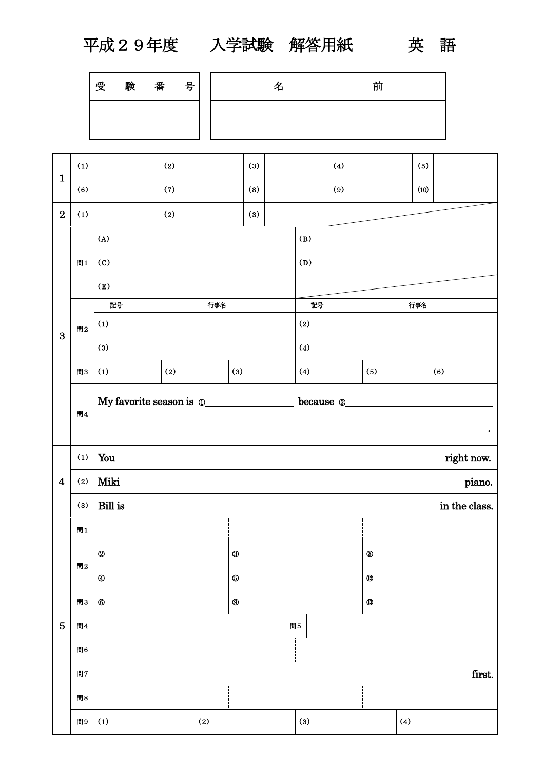# 平成２９年度　入学試験　解答用紙　英　語

| 受　験　番　号 | 名　　　　前 |
|---|---|
| | |

| | | | | | | | | | | |
|---|---|---|---|---|---|---|---|---|---|---|
| 1 | (1) | | (2) | | (3) | | (4) | | (5) | |
| | (6) | | (7) | | (8) | | (9) | | (10) | |
| 2 | (1) | | (2) | | (3) | | | | | |

| | | | |
|---|---|---|---|
| 3 | 問1 | (A) | (B) |
| | | (C) | (D) |
| | | (E) | |

| | | 記号 | 行事名 | 記号 | 行事名 |
|---|---|---|---|---|---|
| 3 | 問2 | (1) | | (2) | |
| | | (3) | | (4) | |

| | | | | | | | |
|---|---|---|---|---|---|---|---|
| 3 | 問3 | (1) | (2) | (3) | (4) | (5) | (6) |

問4　My favorite season is ①＿＿＿＿＿＿＿＿ because ②＿＿＿＿＿＿＿＿＿＿＿＿＿＿＿＿＿＿＿＿＿＿＿＿＿＿＿＿＿＿＿＿＿＿＿＿＿.

| | | | |
|---|---|---|---|
| 4 | (1) | You | right now. |
| | (2) | Miki | piano. |
| | (3) | Bill is | in the class. |

| | | | | |
|---|---|---|---|---|
| 5 | 問1 | | | |
| | 問2 | ② | ③ | ⑧ |
| | | ④ | ⑤ | ⑫ |
| | 問3 | ⑥ | ⑨ | ⑬ |
| | 問4 | | 問5 | |
| | 問6 | | | |
| | 問7 | | | first. |
| | 問8 | | | |

| | | | | |
|---|---|---|---|---|
| 問9 | (1) | (2) | (3) | (4) |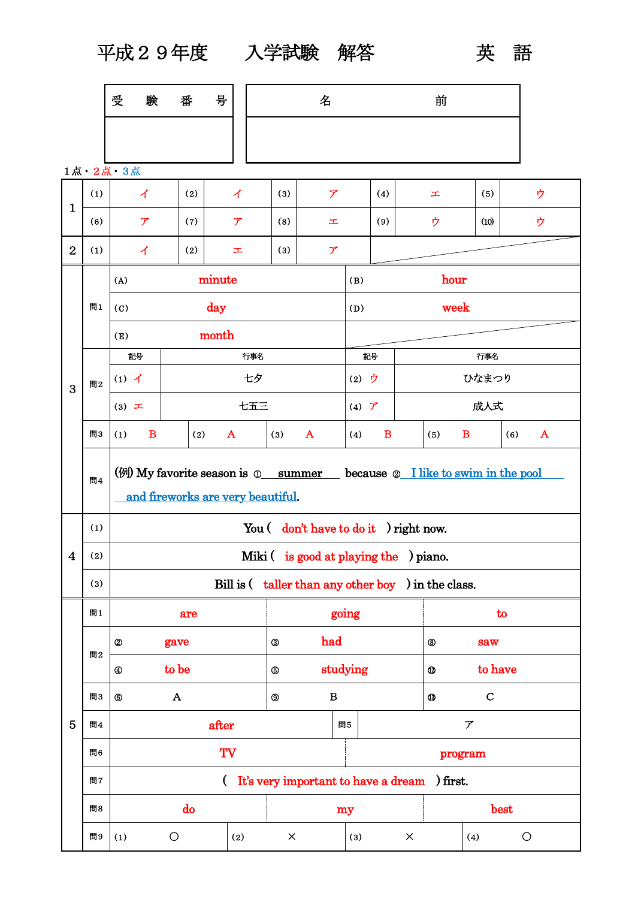# 平成２９年度　入学試験　解答　　英　語

| 受　験　番　号 | 名　　前 |
|---|---|
| | |

１点・２点・３点

| | | | | | | | | | | |
|---|---|---|---|---|---|---|---|---|---|---|
| 1 | (1) | イ | (2) | イ | (3) | ア | (4) | エ | (5) | ウ |
| | (6) | ア | (7) | ア | (8) | エ | (9) | ウ | (10) | ウ |
| 2 | (1) | イ | (2) | エ | (3) | ア | | | | |

| | | | | | |
|---|---|---|---|---|---|
| 3 | 問1 | (A) minute | | (B) hour | |
| | | (C) day | | (D) week | |
| | | (E) month | | | |
| | 問2 | 記号 | 行事名 | 記号 | 行事名 |
| | | (1) イ | 七夕 | (2) ウ | ひなまつり |
| | | (3) エ | 七五三 | (4) ア | 成人式 |

| | | | | | | | |
|---|---|---|---|---|---|---|---|
| 3 | 問3 | (1) B | (2) A | (3) A | (4) B | (5) B | (6) A |

問4　(例) My favorite season is ① summer because ② I like to swim in the pool and fireworks are very beautiful.

| | | |
|---|---|---|
| 4 | (1) | You ( don't have to do it ) right now. |
| | (2) | Miki ( is good at playing the ) piano. |
| | (3) | Bill is ( taller than any other boy ) in the class. |

| | | | | |
|---|---|---|---|---|
| 5 | 問1 | are | going | to |
| | 問2 | ② gave | ③ had | ⑧ saw |
| | | ④ to be | ⑤ studying | ⑫ to have |
| | 問3 | ⑥ A | ⑨ B | ⑬ C |
| | 問4 | after | 問5 | ア |
| | 問6 | TV | program | |
| | 問7 | ( It's very important to have a dream ) first. | | |
| | 問8 | do | my | best |
| | 問9 | (1) ○　(2) ×　(3) ×　(4) ○ | | |